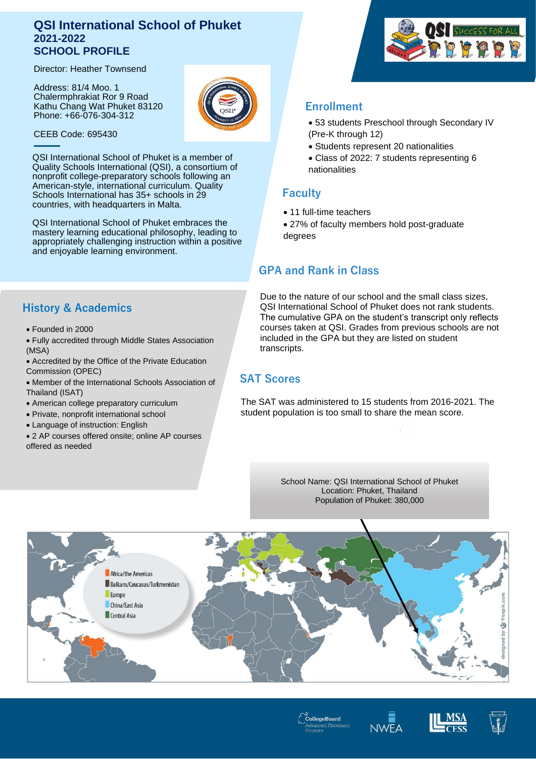# QSI International School of Phuket
## 2021-2022
## SCHOOL PROFILE

Director: Heather Townsend

Address: 81/4 Moo. 1
Chalermphrakiat Ror 9 Road
Kathu Chang Wat Phuket 83120
Phone: +66-076-304-312

CEEB Code: 695430

QSI International School of Phuket is a member of Quality Schools International (QSI), a consortium of nonprofit college-preparatory schools following an American-style, international curriculum. Quality Schools International has 35+ schools in 29 countries, with headquarters in Malta.

QSI International School of Phuket embraces the mastery learning educational philosophy, leading to appropriately challenging instruction within a positive and enjoyable learning environment.

## Enrollment

- 53 students Preschool through Secondary IV (Pre-K through 12)
- Students represent 20 nationalities
- Class of 2022: 7 students representing 6 nationalities

## Faculty

- 11 full-time teachers
- 27% of faculty members hold post-graduate degrees

## GPA and Rank in Class

Due to the nature of our school and the small class sizes, QSI International School of Phuket does not rank students. The cumulative GPA on the student's transcript only reflects courses taken at QSI. Grades from previous schools are not included in the GPA but they are listed on student transcripts.

## History & Academics

- Founded in 2000
- Fully accredited through Middle States Association (MSA)
- Accredited by the Office of the Private Education Commission (OPEC)
- Member of the International Schools Association of Thailand (ISAT)
- American college preparatory curriculum
- Private, nonprofit international school
- Language of instruction: English
- 2 AP courses offered onsite; online AP courses offered as needed

## SAT Scores

The SAT was administered to 15 students from 2016-2021. The student population is too small to share the mean score.

School Name: QSI International School of Phuket
Location: Phuket, Thailand
Population of Phuket: 380,000

Africa/the Americas
Balkans/Caucasus/Turkmenistan
Europe
China/East Asia
Central Asia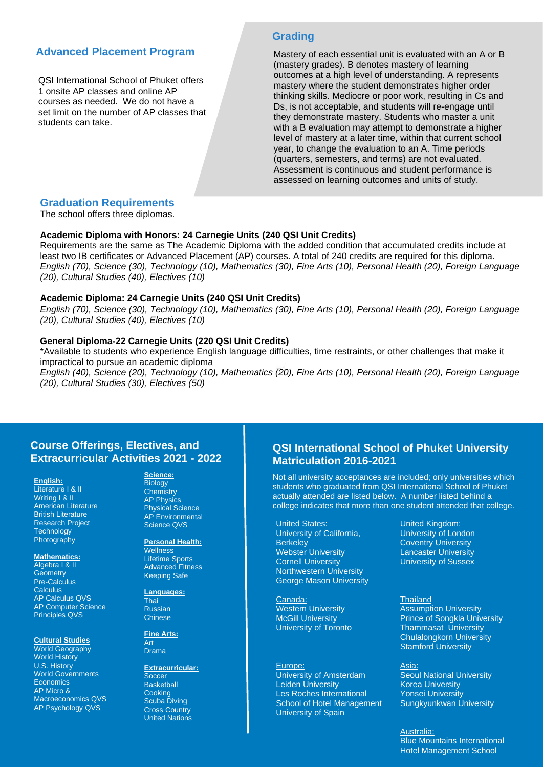## Advanced Placement Program

QSI International School of Phuket offers 1 onsite AP classes and online AP courses as needed. We do not have a set limit on the number of AP classes that students can take.

## Grading

Mastery of each essential unit is evaluated with an A or B (mastery grades). B denotes mastery of learning outcomes at a high level of understanding. A represents mastery where the student demonstrates higher order thinking skills. Mediocre or poor work, resulting in Cs and Ds, is not acceptable, and students will re-engage until they demonstrate mastery. Students who master a unit with a B evaluation may attempt to demonstrate a higher level of mastery at a later time, within that current school year, to change the evaluation to an A. Time periods (quarters, semesters, and terms) are not evaluated. Assessment is continuous and student performance is assessed on learning outcomes and units of study.

## Graduation Requirements

The school offers three diplomas.

**Academic Diploma with Honors: 24 Carnegie Units (240 QSI Unit Credits)**

Requirements are the same as The Academic Diploma with the added condition that accumulated credits include at least two IB certificates or Advanced Placement (AP) courses. A total of 240 credits are required for this diploma.
*English (70), Science (30), Technology (10), Mathematics (30), Fine Arts (10), Personal Health (20), Foreign Language (20), Cultural Studies (40), Electives (10)*

**Academic Diploma: 24 Carnegie Units (240 QSI Unit Credits)**

*English (70), Science (30), Technology (10), Mathematics (30), Fine Arts (10), Personal Health (20), Foreign Language (20), Cultural Studies (40), Electives (10)*

**General Diploma-22 Carnegie Units (220 QSI Unit Credits)**

*Available to students who experience English language difficulties, time restraints, or other challenges that make it impractical to pursue an academic diploma
*English (40), Science (20), Technology (10), Mathematics (20), Fine Arts (10), Personal Health (20), Foreign Language (20), Cultural Studies (30), Electives (50)*

## Course Offerings, Electives, and Extracurricular Activities 2021 - 2022

**English:**
- Literature I & II
- Writing I & II
- American Literature
- British Literature
- Research Project
- Technology
- Photography

**Mathematics:**
- Algebra I & II
- Geometry
- Pre-Calculus
- Calculus
- AP Calculus QVS
- AP Computer Science Principles QVS

**Cultural Studies**
- World Geography
- World History
- U.S. History
- World Governments
- Economics
- AP Micro & Macroeconomics QVS
- AP Psychology QVS

**Science:**
- Biology
- Chemistry
- AP Physics
- Physical Science
- AP Environmental Science QVS

**Personal Health:**
- Wellness
- Lifetime Sports
- Advanced Fitness
- Keeping Safe

**Languages:**
- Thai
- Russian
- Chinese

**Fine Arts:**
- Art
- Drama

**Extracurricular:**
- Soccer
- Basketball
- Cooking
- Scuba Diving
- Cross Country
- United Nations

## QSI International School of Phuket University Matriculation 2016-2021

Not all university acceptances are included; only universities which students who graduated from QSI International School of Phuket actually attended are listed below. A number listed behind a college indicates that more than one student attended that college.

United States:
- University of California, Berkeley
- Webster University
- Cornell University
- Northwestern University
- George Mason University

Canada:
- Western University
- McGill University
- University of Toronto

Europe:
- University of Amsterdam
- Leiden University
- Les Roches International School of Hotel Management
- University of Spain

United Kingdom:
- University of London
- Coventry University
- Lancaster University
- University of Sussex

Thailand
- Assumption University
- Prince of Songkla University
- Thammasat University
- Chulalongkorn University
- Stamford University

Asia:
- Seoul National University
- Korea University
- Yonsei University
- Sungkyunkwan University

Australia:
- Blue Mountains International Hotel Management School